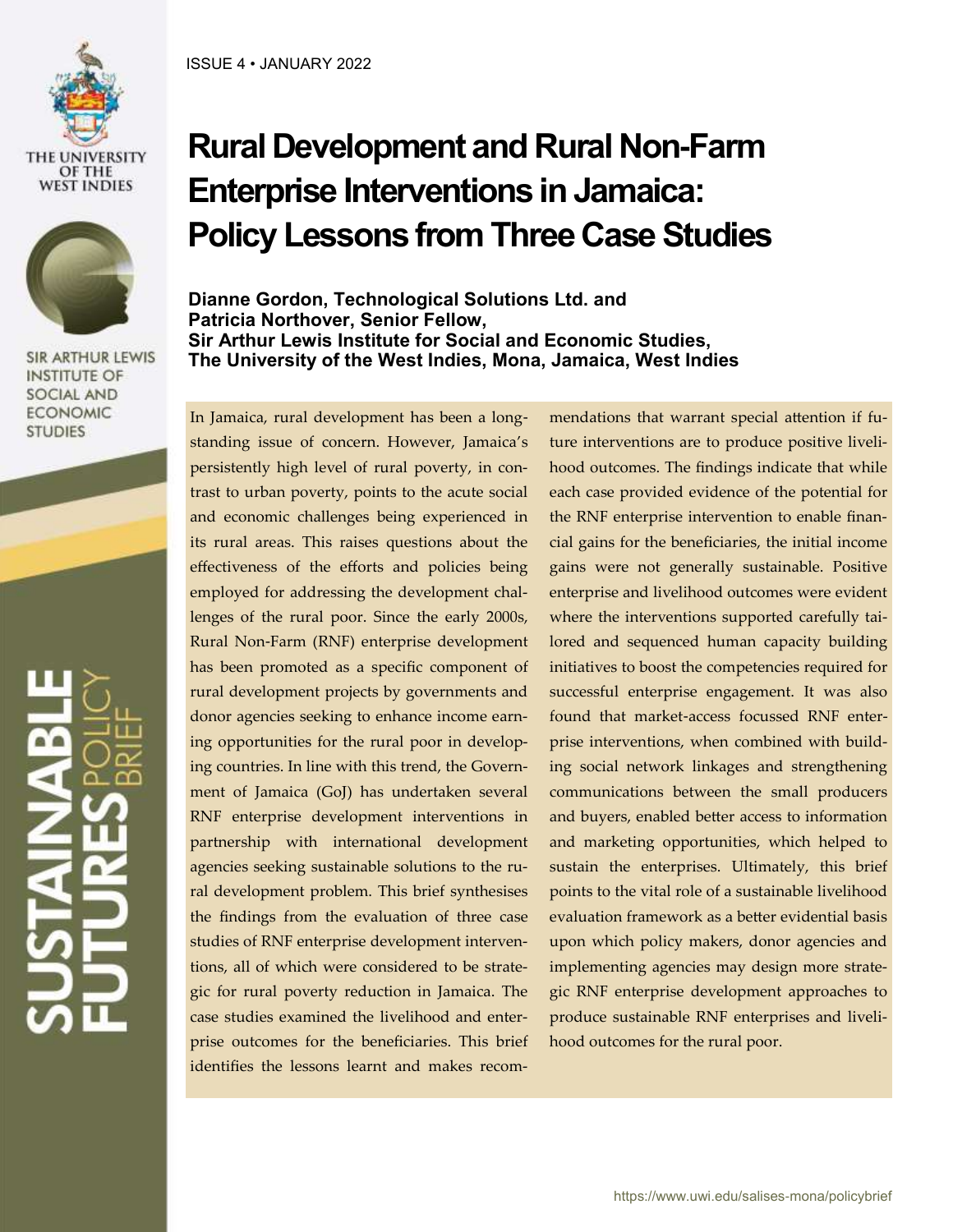ISSUE 4 • JANUARY 2022

# Rural Development and Rural Non-Farm Enterprise Interventions in Jamaica: Policy Lessons from Three Case Studies

**Dianne Gordon, Technological Solutions Ltd. and Patricia Northover, Senior Fellow, Sir Arthur Lewis Institute for Social and Economic Studies, The University of the West Indies, Mona, Jamaica, West Indies**

In Jamaica, rural development has been a longstanding issue of concern. However, Jamaica's persistently high level of rural poverty, in contrast to urban poverty, points to the acute social and economic challenges being experienced in its rural areas. This raises questions about the effectiveness of the efforts and policies being employed for addressing the development challenges of the rural poor. Since the early 2000s, Rural Non-Farm (RNF) enterprise development has been promoted as a specific component of rural development projects by governments and donor agencies seeking to enhance income earning opportunities for the rural poor in developing countries. In line with this trend, the Government of Jamaica (GoJ) has undertaken several RNF enterprise development interventions in partnership with international development agencies seeking sustainable solutions to the rural development problem. This brief synthesises the findings from the evaluation of three case studies of RNF enterprise development interventions, all of which were considered to be strategic for rural poverty reduction in Jamaica. The case studies examined the livelihood and enterprise outcomes for the beneficiaries. This brief identifies the lessons learnt and makes recommendations that warrant special attention if future interventions are to produce positive livelihood outcomes. The findings indicate that while each case provided evidence of the potential for the RNF enterprise intervention to enable financial gains for the beneficiaries, the initial income gains were not generally sustainable. Positive enterprise and livelihood outcomes were evident where the interventions supported carefully tailored and sequenced human capacity building initiatives to boost the competencies required for successful enterprise engagement. It was also found that market-access focussed RNF enterprise interventions, when combined with building social network linkages and strengthening communications between the small producers and buyers, enabled better access to information and marketing opportunities, which helped to sustain the enterprises. Ultimately, this brief points to the vital role of a sustainable livelihood evaluation framework as a better evidential basis upon which policy makers, donor agencies and implementing agencies may design more strategic RNF enterprise development approaches to produce sustainable RNF enterprises and livelihood outcomes for the rural poor.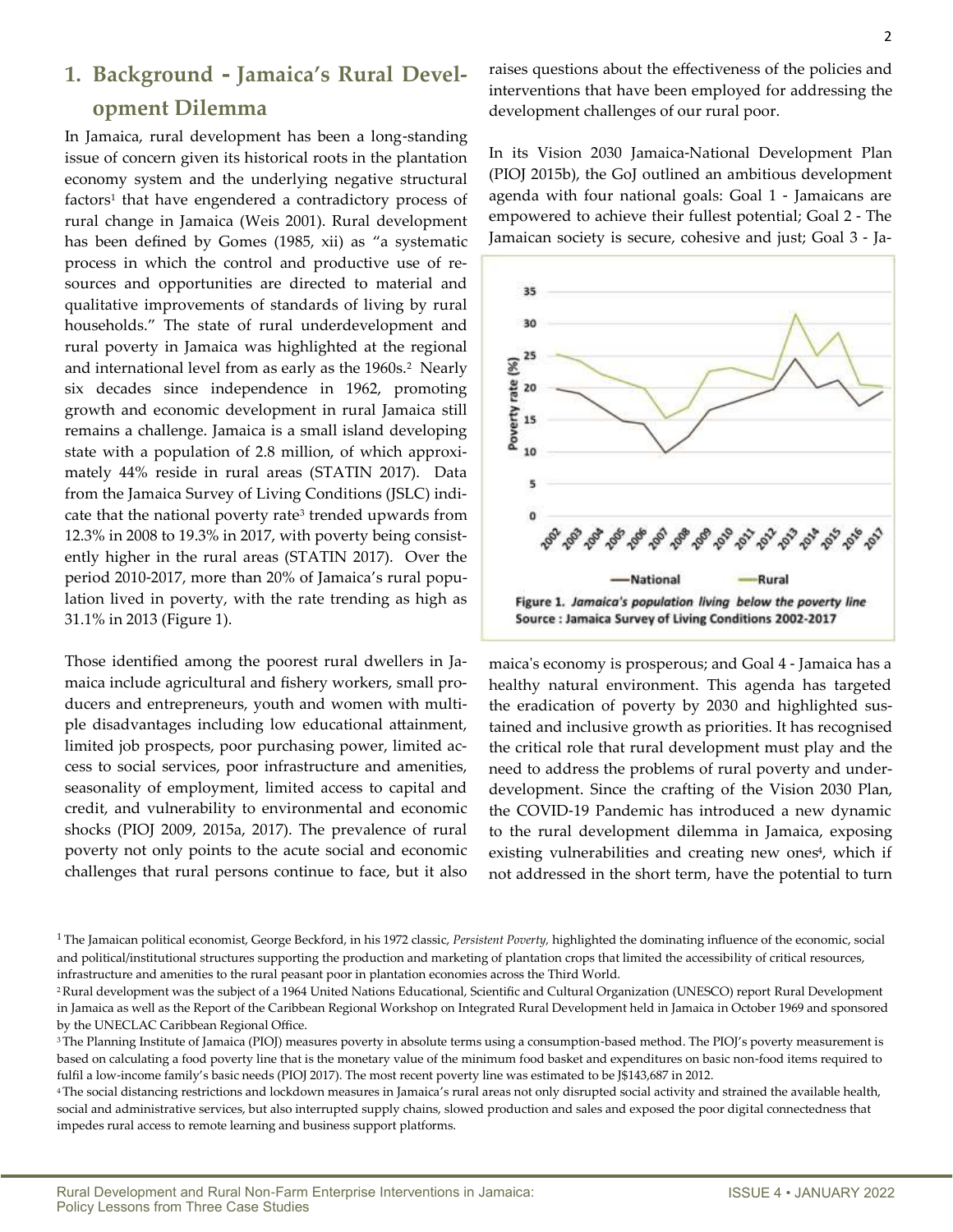## 1. Background - Jamaica's Rural Development Dilemma

In Jamaica, rural development has been a long-standing issue of concern given its historical roots in the plantation economy system and the underlying negative structural factors[1] that have engendered a contradictory process of rural change in Jamaica (Weis 2001). Rural development has been defined by Gomes (1985, xii) as "a systematic process in which the control and productive use of resources and opportunities are directed to material and qualitative improvements of standards of living by rural households." The state of rural underdevelopment and rural poverty in Jamaica was highlighted at the regional and international level from as early as the 1960s.[2] Nearly six decades since independence in 1962, promoting growth and economic development in rural Jamaica still remains a challenge. Jamaica is a small island developing state with a population of 2.8 million, of which approximately 44% reside in rural areas (STATIN 2017). Data from the Jamaica Survey of Living Conditions (JSLC) indicate that the national poverty rate[3] trended upwards from 12.3% in 2008 to 19.3% in 2017, with poverty being consistently higher in the rural areas (STATIN 2017). Over the period 2010-2017, more than 20% of Jamaica's rural population lived in poverty, with the rate trending as high as 31.1% in 2013 (Figure 1).

Those identified among the poorest rural dwellers in Jamaica include agricultural and fishery workers, small producers and entrepreneurs, youth and women with multiple disadvantages including low educational attainment, limited job prospects, poor purchasing power, limited access to social services, poor infrastructure and amenities, seasonality of employment, limited access to capital and credit, and vulnerability to environmental and economic shocks (PIOJ 2009, 2015a, 2017). The prevalence of rural poverty not only points to the acute social and economic challenges that rural persons continue to face, but it also raises questions about the effectiveness of the policies and interventions that have been employed for addressing the development challenges of our rural poor.

In its Vision 2030 Jamaica-National Development Plan (PIOJ 2015b), the GoJ outlined an ambitious development agenda with four national goals: Goal 1 - Jamaicans are empowered to achieve their fullest potential; Goal 2 - The Jamaican society is secure, cohesive and just; Goal 3 - Jamaica's economy is prosperous; and Goal 4 - Jamaica has a healthy natural environment. This agenda has targeted the eradication of poverty by 2030 and highlighted sustained and inclusive growth as priorities. It has recognised the critical role that rural development must play and the need to address the problems of rural poverty and underdevelopment. Since the crafting of the Vision 2030 Plan, the COVID-19 Pandemic has introduced a new dynamic to the rural development dilemma in Jamaica, exposing existing vulnerabilities and creating new ones[4], which if not addressed in the short term, have the potential to turn

**Figure 1.** *Jamaica's population living below the poverty line*
**Source : Jamaica Survey of Living Conditions 2002-2017**

---

[1] The Jamaican political economist, George Beckford, in his 1972 classic, *Persistent Poverty,* highlighted the dominating influence of the economic, social and political/institutional structures supporting the production and marketing of plantation crops that limited the accessibility of critical resources, infrastructure and amenities to the rural peasant poor in plantation economies across the Third World.

[2] Rural development was the subject of a 1964 United Nations Educational, Scientific and Cultural Organization (UNESCO) report Rural Development in Jamaica as well as the Report of the Caribbean Regional Workshop on Integrated Rural Development held in Jamaica in October 1969 and sponsored by the UNECLAC Caribbean Regional Office.

[3] The Planning Institute of Jamaica (PIOJ) measures poverty in absolute terms using a consumption-based method. The PIOJ's poverty measurement is based on calculating a food poverty line that is the monetary value of the minimum food basket and expenditures on basic non-food items required to fulfil a low-income family's basic needs (PIOJ 2017). The most recent poverty line was estimated to be J$143,687 in 2012.

[4] The social distancing restrictions and lockdown measures in Jamaica's rural areas not only disrupted social activity and strained the available health, social and administrative services, but also interrupted supply chains, slowed production and sales and exposed the poor digital connectedness that impedes rural access to remote learning and business support platforms.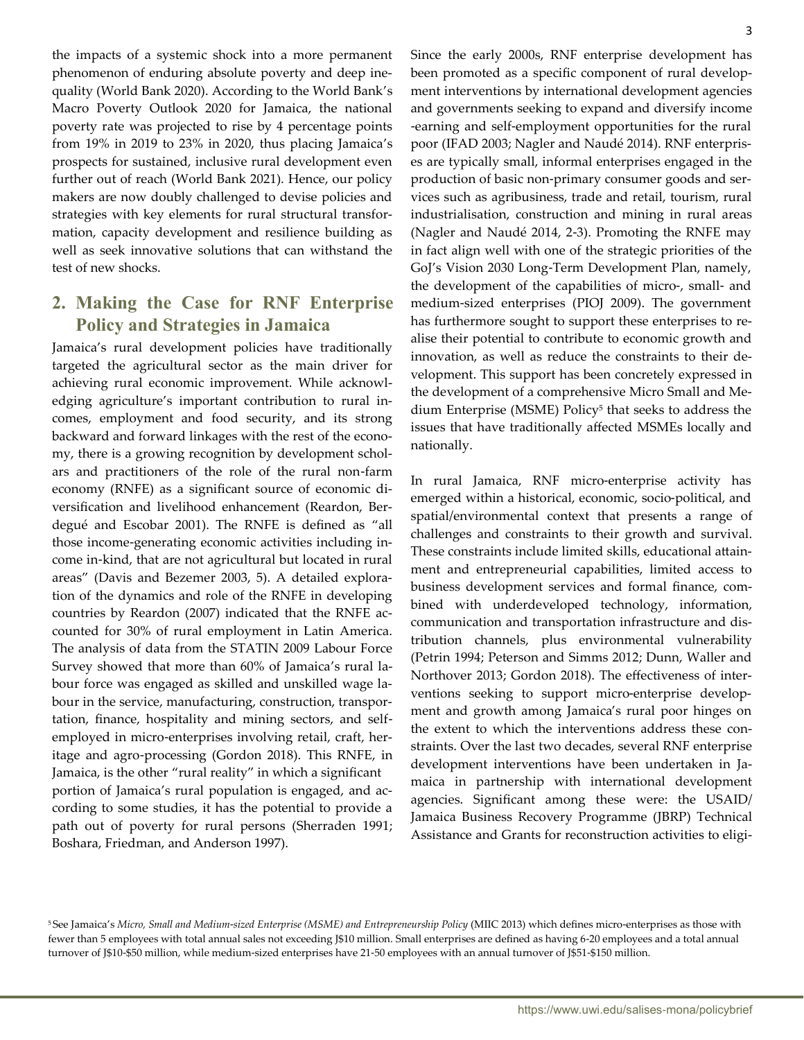the impacts of a systemic shock into a more permanent phenomenon of enduring absolute poverty and deep inequality (World Bank 2020). According to the World Bank's Macro Poverty Outlook 2020 for Jamaica, the national poverty rate was projected to rise by 4 percentage points from 19% in 2019 to 23% in 2020, thus placing Jamaica's prospects for sustained, inclusive rural development even further out of reach (World Bank 2021). Hence, our policy makers are now doubly challenged to devise policies and strategies with key elements for rural structural transformation, capacity development and resilience building as well as seek innovative solutions that can withstand the test of new shocks.

## 2. Making the Case for RNF Enterprise Policy and Strategies in Jamaica

Jamaica's rural development policies have traditionally targeted the agricultural sector as the main driver for achieving rural economic improvement. While acknowledging agriculture's important contribution to rural incomes, employment and food security, and its strong backward and forward linkages with the rest of the economy, there is a growing recognition by development scholars and practitioners of the role of the rural non-farm economy (RNFE) as a significant source of economic diversification and livelihood enhancement (Reardon, Berdegué and Escobar 2001). The RNFE is defined as "all those income-generating economic activities including income in-kind, that are not agricultural but located in rural areas" (Davis and Bezemer 2003, 5). A detailed exploration of the dynamics and role of the RNFE in developing countries by Reardon (2007) indicated that the RNFE accounted for 30% of rural employment in Latin America. The analysis of data from the STATIN 2009 Labour Force Survey showed that more than 60% of Jamaica's rural labour force was engaged as skilled and unskilled wage labour in the service, manufacturing, construction, transportation, finance, hospitality and mining sectors, and self-employed in micro-enterprises involving retail, craft, heritage and agro-processing (Gordon 2018). This RNFE, in Jamaica, is the other "rural reality" in which a significant portion of Jamaica's rural population is engaged, and according to some studies, it has the potential to provide a path out of poverty for rural persons (Sherraden 1991; Boshara, Friedman, and Anderson 1997).

Since the early 2000s, RNF enterprise development has been promoted as a specific component of rural development interventions by international development agencies and governments seeking to expand and diversify income-earning and self-employment opportunities for the rural poor (IFAD 2003; Nagler and Naudé 2014). RNF enterprises are typically small, informal enterprises engaged in the production of basic non-primary consumer goods and services such as agribusiness, trade and retail, tourism, rural industrialisation, construction and mining in rural areas (Nagler and Naudé 2014, 2-3). Promoting the RNFE may in fact align well with one of the strategic priorities of the GoJ's Vision 2030 Long-Term Development Plan, namely, the development of the capabilities of micro-, small- and medium-sized enterprises (PIOJ 2009). The government has furthermore sought to support these enterprises to realise their potential to contribute to economic growth and innovation, as well as reduce the constraints to their development. This support has been concretely expressed in the development of a comprehensive Micro Small and Medium Enterprise (MSME) Policy[5] that seeks to address the issues that have traditionally affected MSMEs locally and nationally.

In rural Jamaica, RNF micro-enterprise activity has emerged within a historical, economic, socio-political, and spatial/environmental context that presents a range of challenges and constraints to their growth and survival. These constraints include limited skills, educational attainment and entrepreneurial capabilities, limited access to business development services and formal finance, combined with underdeveloped technology, information, communication and transportation infrastructure and distribution channels, plus environmental vulnerability (Petrin 1994; Peterson and Simms 2012; Dunn, Waller and Northover 2013; Gordon 2018). The effectiveness of interventions seeking to support micro-enterprise development and growth among Jamaica's rural poor hinges on the extent to which the interventions address these constraints. Over the last two decades, several RNF enterprise development interventions have been undertaken in Jamaica in partnership with international development agencies. Significant among these were: the USAID/Jamaica Business Recovery Programme (JBRP) Technical Assistance and Grants for reconstruction activities to eligi-

[5] See Jamaica's *Micro, Small and Medium-sized Enterprise (MSME) and Entrepreneurship Policy* (MIIC 2013) which defines micro-enterprises as those with fewer than 5 employees with total annual sales not exceeding J$10 million. Small enterprises are defined as having 6-20 employees and a total annual turnover of J$10-$50 million, while medium-sized enterprises have 21-50 employees with an annual turnover of J$51-$150 million.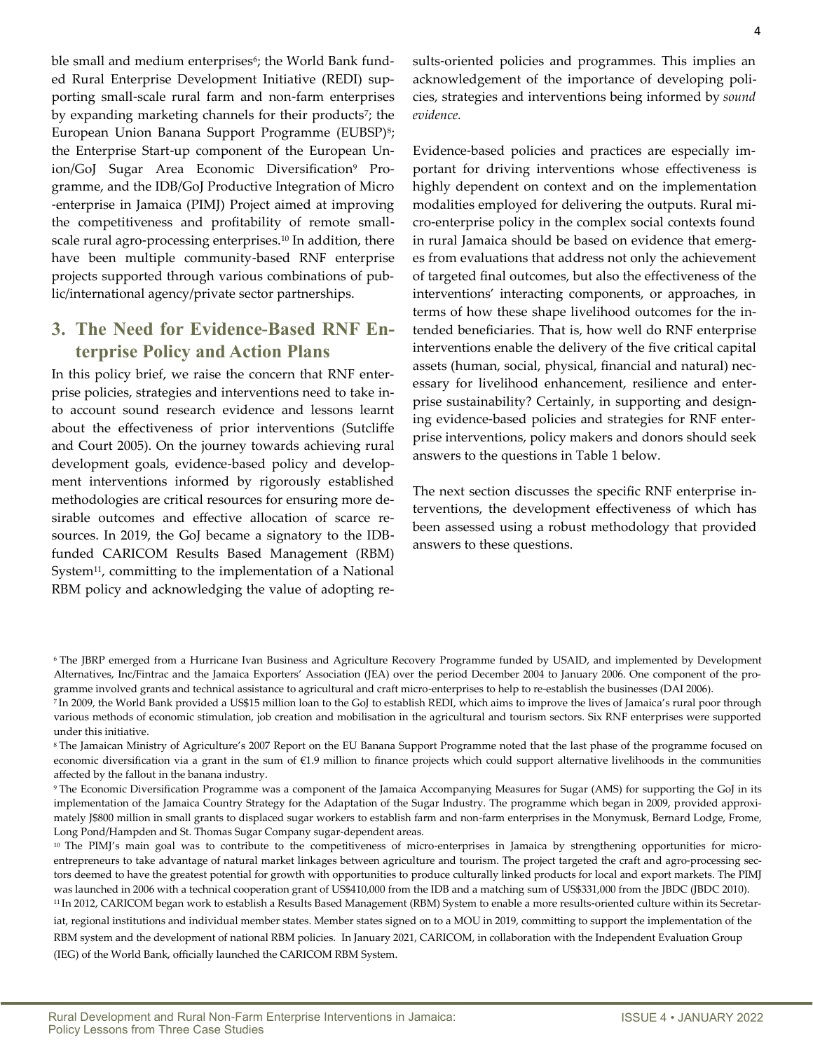ble small and medium enterprises[6]; the World Bank funded Rural Enterprise Development Initiative (REDI) supporting small-scale rural farm and non-farm enterprises by expanding marketing channels for their products[7]; the European Union Banana Support Programme (EUBSP)[8]; the Enterprise Start-up component of the European Union/GoJ Sugar Area Economic Diversification[9] Programme, and the IDB/GoJ Productive Integration of Micro-enterprise in Jamaica (PIMJ) Project aimed at improving the competitiveness and profitability of remote small-scale rural agro-processing enterprises.[10] In addition, there have been multiple community-based RNF enterprise projects supported through various combinations of public/international agency/private sector partnerships.

## 3. The Need for Evidence-Based RNF Enterprise Policy and Action Plans

In this policy brief, we raise the concern that RNF enterprise policies, strategies and interventions need to take into account sound research evidence and lessons learnt about the effectiveness of prior interventions (Sutcliffe and Court 2005). On the journey towards achieving rural development goals, evidence-based policy and development interventions informed by rigorously established methodologies are critical resources for ensuring more desirable outcomes and effective allocation of scarce resources. In 2019, the GoJ became a signatory to the IDB-funded CARICOM Results Based Management (RBM) System[11], committing to the implementation of a National RBM policy and acknowledging the value of adopting results-oriented policies and programmes. This implies an acknowledgement of the importance of developing policies, strategies and interventions being informed by *sound evidence.*

Evidence-based policies and practices are especially important for driving interventions whose effectiveness is highly dependent on context and on the implementation modalities employed for delivering the outputs. Rural micro-enterprise policy in the complex social contexts found in rural Jamaica should be based on evidence that emerges from evaluations that address not only the achievement of targeted final outcomes, but also the effectiveness of the interventions' interacting components, or approaches, in terms of how these shape livelihood outcomes for the intended beneficiaries. That is, how well do RNF enterprise interventions enable the delivery of the five critical capital assets (human, social, physical, financial and natural) necessary for livelihood enhancement, resilience and enterprise sustainability? Certainly, in supporting and designing evidence-based policies and strategies for RNF enterprise interventions, policy makers and donors should seek answers to the questions in Table 1 below.

The next section discusses the specific RNF enterprise interventions, the development effectiveness of which has been assessed using a robust methodology that provided answers to these questions.

[6] The JBRP emerged from a Hurricane Ivan Business and Agriculture Recovery Programme funded by USAID, and implemented by Development Alternatives, Inc/Fintrac and the Jamaica Exporters' Association (JEA) over the period December 2004 to January 2006. One component of the programme involved grants and technical assistance to agricultural and craft micro-enterprises to help to re-establish the businesses (DAI 2006).

[7] In 2009, the World Bank provided a US$15 million loan to the GoJ to establish REDI, which aims to improve the lives of Jamaica's rural poor through various methods of economic stimulation, job creation and mobilisation in the agricultural and tourism sectors. Six RNF enterprises were supported under this initiative.

[8] The Jamaican Ministry of Agriculture's 2007 Report on the EU Banana Support Programme noted that the last phase of the programme focused on economic diversification via a grant in the sum of €1.9 million to finance projects which could support alternative livelihoods in the communities affected by the fallout in the banana industry.

[9] The Economic Diversification Programme was a component of the Jamaica Accompanying Measures for Sugar (AMS) for supporting the GoJ in its implementation of the Jamaica Country Strategy for the Adaptation of the Sugar Industry. The programme which began in 2009, provided approximately J$800 million in small grants to displaced sugar workers to establish farm and non-farm enterprises in the Monymusk, Bernard Lodge, Frome, Long Pond/Hampden and St. Thomas Sugar Company sugar-dependent areas.

[10] The PIMJ's main goal was to contribute to the competitiveness of micro-enterprises in Jamaica by strengthening opportunities for micro-entrepreneurs to take advantage of natural market linkages between agriculture and tourism. The project targeted the craft and agro-processing sectors deemed to have the greatest potential for growth with opportunities to produce culturally linked products for local and export markets. The PIMJ was launched in 2006 with a technical cooperation grant of US$410,000 from the IDB and a matching sum of US$331,000 from the JBDC (JBDC 2010).

[11] In 2012, CARICOM began work to establish a Results Based Management (RBM) System to enable a more results-oriented culture within its Secretariat, regional institutions and individual member states. Member states signed on to a MOU in 2019, committing to support the implementation of the RBM system and the development of national RBM policies. In January 2021, CARICOM, in collaboration with the Independent Evaluation Group (IEG) of the World Bank, officially launched the CARICOM RBM System.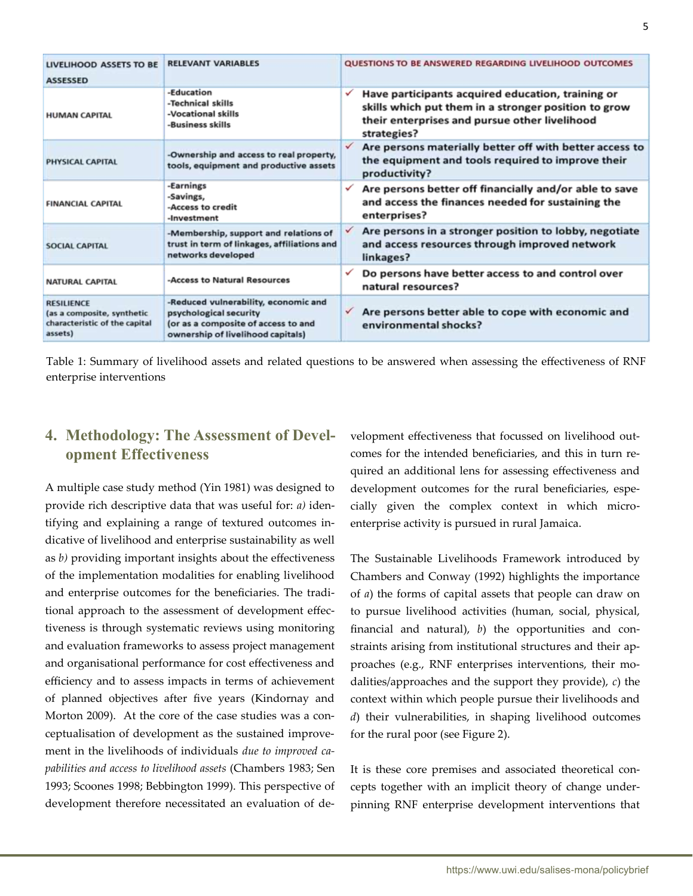| LIVELIHOOD ASSETS TO BE ASSESSED | RELEVANT VARIABLES | QUESTIONS TO BE ANSWERED REGARDING LIVELIHOOD OUTCOMES |
|---|---|---|
| HUMAN CAPITAL | -Education<br>-Technical skills<br>-Vocational skills<br>-Business skills | ✓ Have participants acquired education, training or skills which put them in a stronger position to grow their enterprises and pursue other livelihood strategies? |
| PHYSICAL CAPITAL | -Ownership and access to real property, tools, equipment and productive assets | ✓ Are persons materially better off with better access to the equipment and tools required to improve their productivity? |
| FINANCIAL CAPITAL | -Earnings<br>-Savings,<br>-Access to credit<br>-Investment | ✓ Are persons better off financially and/or able to save and access the finances needed for sustaining the enterprises? |
| SOCIAL CAPITAL | -Membership, support and relations of trust in term of linkages, affiliations and networks developed | ✓ Are persons in a stronger position to lobby, negotiate and access resources through improved network linkages? |
| NATURAL CAPITAL | -Access to Natural Resources | ✓ Do persons have better access to and control over natural resources? |
| RESILIENCE (as a composite, synthetic characteristic of the capital assets) | -Reduced vulnerability, economic and psychological security (or as a composite of access to and ownership of livelihood capitals) | ✓ Are persons better able to cope with economic and environmental shocks? |

Table 1: Summary of livelihood assets and related questions to be answered when assessing the effectiveness of RNF enterprise interventions

## 4. Methodology: The Assessment of Development Effectiveness

A multiple case study method (Yin 1981) was designed to provide rich descriptive data that was useful for: *a)* identifying and explaining a range of textured outcomes indicative of livelihood and enterprise sustainability as well as *b)* providing important insights about the effectiveness of the implementation modalities for enabling livelihood and enterprise outcomes for the beneficiaries. The traditional approach to the assessment of development effectiveness is through systematic reviews using monitoring and evaluation frameworks to assess project management and organisational performance for cost effectiveness and efficiency and to assess impacts in terms of achievement of planned objectives after five years (Kindornay and Morton 2009). At the core of the case studies was a conceptualisation of development as the sustained improvement in the livelihoods of individuals *due to improved capabilities and access to livelihood assets* (Chambers 1983; Sen 1993; Scoones 1998; Bebbington 1999). This perspective of development therefore necessitated an evaluation of development effectiveness that focussed on livelihood outcomes for the intended beneficiaries, and this in turn required an additional lens for assessing effectiveness and development outcomes for the rural beneficiaries, especially given the complex context in which micro-enterprise activity is pursued in rural Jamaica.

The Sustainable Livelihoods Framework introduced by Chambers and Conway (1992) highlights the importance of *a*) the forms of capital assets that people can draw on to pursue livelihood activities (human, social, physical, financial and natural), *b*) the opportunities and constraints arising from institutional structures and their approaches (e.g., RNF enterprises interventions, their modalities/approaches and the support they provide), *c*) the context within which people pursue their livelihoods and *d*) their vulnerabilities, in shaping livelihood outcomes for the rural poor (see Figure 2).

It is these core premises and associated theoretical concepts together with an implicit theory of change underpinning RNF enterprise development interventions that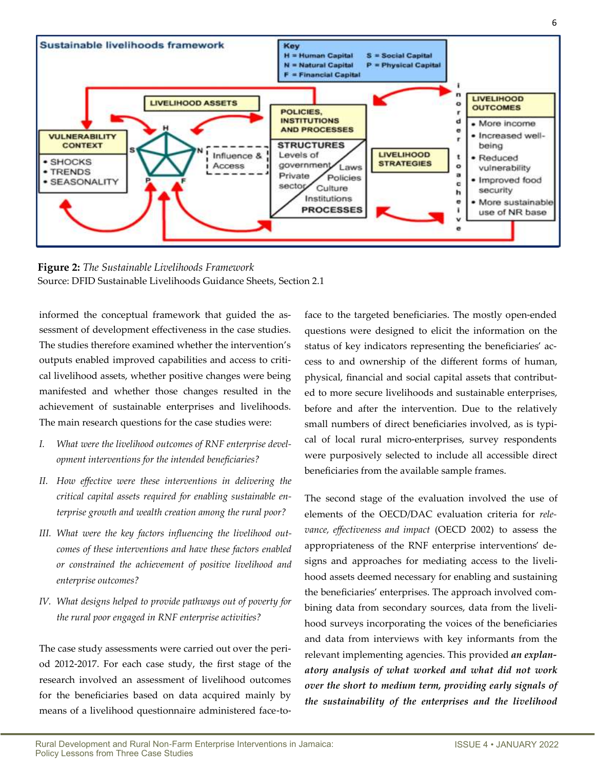**Sustainable livelihoods framework**

**Key**
H = Human Capital
N = Natural Capital
F = Financial Capital
S = Social Capital
P = Physical Capital

VULNERABILITY CONTEXT
- SHOCKS
- TRENDS
- SEASONALITY

LIVELIHOOD ASSETS

Influence & Access

POLICIES, INSTITUTIONS AND PROCESSES

STRUCTURES
Levels of government
Private sector
Laws
Policies
Culture
Institutions
PROCESSES

LIVELIHOOD STRATEGIES

in order to achieve

LIVELIHOOD OUTCOMES
- More income
- Increased well-being
- Reduced vulnerability
- Improved food security
- More sustainable use of NR base

**Figure 2:** *The Sustainable Livelihoods Framework*
Source: DFID Sustainable Livelihoods Guidance Sheets, Section 2.1

informed the conceptual framework that guided the assessment of development effectiveness in the case studies. The studies therefore examined whether the intervention's outputs enabled improved capabilities and access to critical livelihood assets, whether positive changes were being manifested and whether those changes resulted in the achievement of sustainable enterprises and livelihoods. The main research questions for the case studies were:

I. *What were the livelihood outcomes of RNF enterprise development interventions for the intended beneficiaries?*

II. *How effective were these interventions in delivering the critical capital assets required for enabling sustainable enterprise growth and wealth creation among the rural poor?*

III. *What were the key factors influencing the livelihood outcomes of these interventions and have these factors enabled or constrained the achievement of positive livelihood and enterprise outcomes?*

IV. *What designs helped to provide pathways out of poverty for the rural poor engaged in RNF enterprise activities?*

The case study assessments were carried out over the period 2012-2017. For each case study, the first stage of the research involved an assessment of livelihood outcomes for the beneficiaries based on data acquired mainly by means of a livelihood questionnaire administered face-to-face to the targeted beneficiaries. The mostly open-ended questions were designed to elicit the information on the status of key indicators representing the beneficiaries' access to and ownership of the different forms of human, physical, financial and social capital assets that contributed to more secure livelihoods and sustainable enterprises, before and after the intervention. Due to the relatively small numbers of direct beneficiaries involved, as is typical of local rural micro-enterprises, survey respondents were purposively selected to include all accessible direct beneficiaries from the available sample frames.

The second stage of the evaluation involved the use of elements of the OECD/DAC evaluation criteria for *relevance, effectiveness and impact* (OECD 2002) to assess the appropriateness of the RNF enterprise interventions' designs and approaches for mediating access to the livelihood assets deemed necessary for enabling and sustaining the beneficiaries' enterprises. The approach involved combining data from secondary sources, data from the livelihood surveys incorporating the voices of the beneficiaries and data from interviews with key informants from the relevant implementing agencies. This provided ***an explanatory analysis of what worked and what did not work over the short to medium term, providing early signals of the sustainability of the enterprises and the livelihood***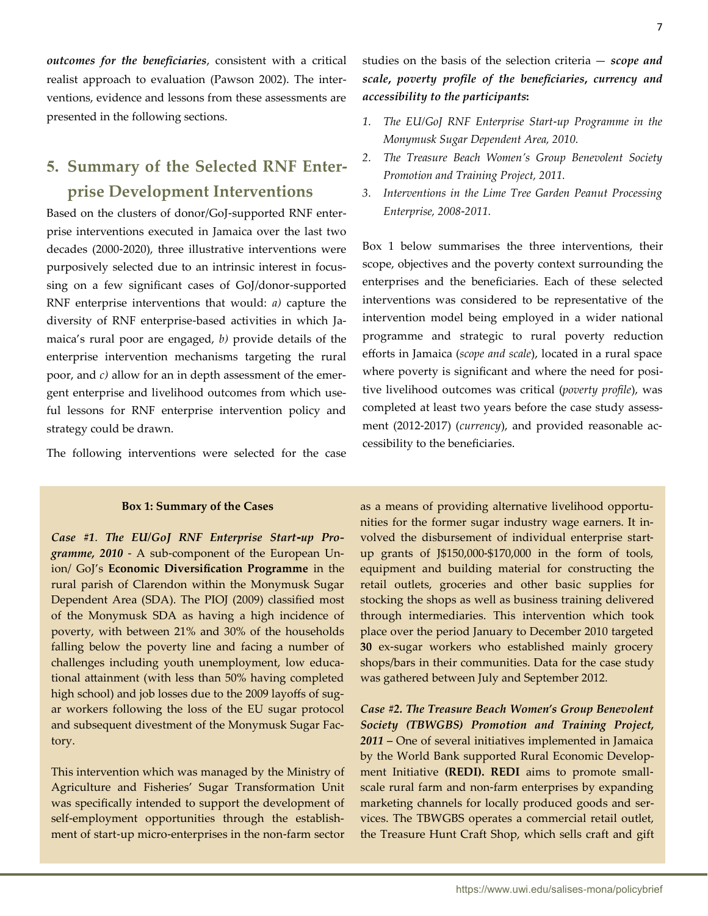***outcomes for the beneficiaries***, consistent with a critical realist approach to evaluation (Pawson 2002). The interventions, evidence and lessons from these assessments are presented in the following sections.

## 5. Summary of the Selected RNF Enterprise Development Interventions

Based on the clusters of donor/GoJ-supported RNF enterprise interventions executed in Jamaica over the last two decades (2000-2020), three illustrative interventions were purposively selected due to an intrinsic interest in focussing on a few significant cases of GoJ/donor-supported RNF enterprise interventions that would: *a)* capture the diversity of RNF enterprise-based activities in which Jamaica's rural poor are engaged, *b)* provide details of the enterprise intervention mechanisms targeting the rural poor, and *c)* allow for an in depth assessment of the emergent enterprise and livelihood outcomes from which useful lessons for RNF enterprise intervention policy and strategy could be drawn.

The following interventions were selected for the case studies on the basis of the selection criteria — ***scope and scale, poverty profile of the beneficiaries, currency and accessibility to the participants*:**

1. *The EU/GoJ RNF Enterprise Start-up Programme in the Monymusk Sugar Dependent Area, 2010.*
2. *The Treasure Beach Women's Group Benevolent Society Promotion and Training Project, 2011.*
3. *Interventions in the Lime Tree Garden Peanut Processing Enterprise, 2008-2011.*

Box 1 below summarises the three interventions, their scope, objectives and the poverty context surrounding the enterprises and the beneficiaries. Each of these selected interventions was considered to be representative of the intervention model being employed in a wider national programme and strategic to rural poverty reduction efforts in Jamaica (*scope and scale*), located in a rural space where poverty is significant and where the need for positive livelihood outcomes was critical (*poverty profile*), was completed at least two years before the case study assessment (2012-2017) (*currency*), and provided reasonable accessibility to the beneficiaries.

**Box 1: Summary of the Cases**

***Case #1. The EU/GoJ RNF Enterprise Start-up Programme, 2010*** - A sub-component of the European Union/ GoJ's **Economic Diversification Programme** in the rural parish of Clarendon within the Monymusk Sugar Dependent Area (SDA). The PIOJ (2009) classified most of the Monymusk SDA as having a high incidence of poverty, with between 21% and 30% of the households falling below the poverty line and facing a number of challenges including youth unemployment, low educational attainment (with less than 50% having completed high school) and job losses due to the 2009 layoffs of sugar workers following the loss of the EU sugar protocol and subsequent divestment of the Monymusk Sugar Factory.

This intervention which was managed by the Ministry of Agriculture and Fisheries' Sugar Transformation Unit was specifically intended to support the development of self-employment opportunities through the establishment of start-up micro-enterprises in the non-farm sector as a means of providing alternative livelihood opportunities for the former sugar industry wage earners. It involved the disbursement of individual enterprise start-up grants of J$150,000-$170,000 in the form of tools, equipment and building material for constructing the retail outlets, groceries and other basic supplies for stocking the shops as well as business training delivered through intermediaries. This intervention which took place over the period January to December 2010 targeted **30** ex-sugar workers who established mainly grocery shops/bars in their communities. Data for the case study was gathered between July and September 2012.

***Case #2. The Treasure Beach Women's Group Benevolent Society (TBWGBS) Promotion and Training Project, 2011*** – One of several initiatives implemented in Jamaica by the World Bank supported Rural Economic Development Initiative **(REDI). REDI** aims to promote small-scale rural farm and non-farm enterprises by expanding marketing channels for locally produced goods and services. The TBWGBS operates a commercial retail outlet, the Treasure Hunt Craft Shop, which sells craft and gift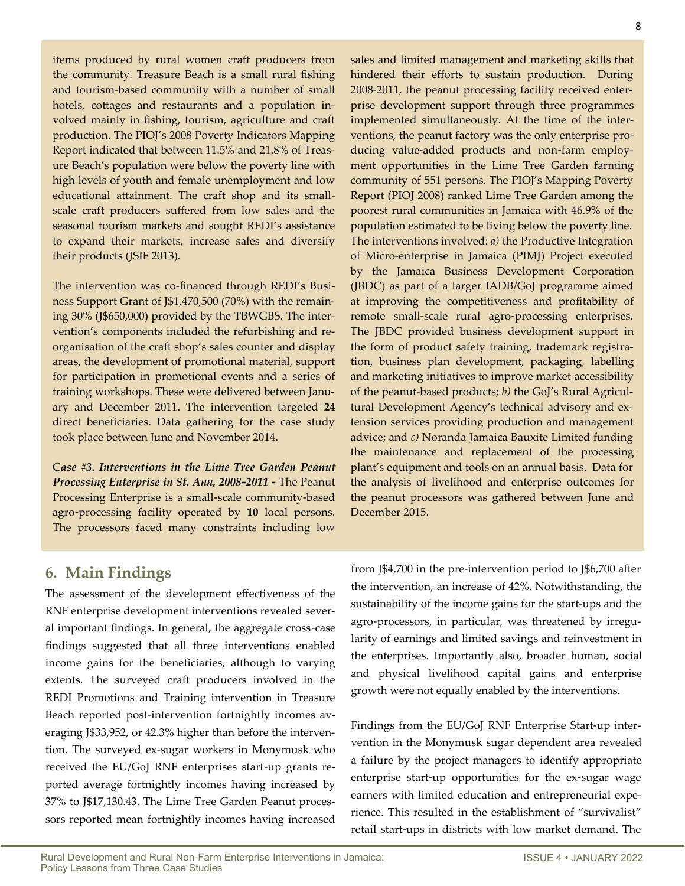items produced by rural women craft producers from the community. Treasure Beach is a small rural fishing and tourism-based community with a number of small hotels, cottages and restaurants and a population involved mainly in fishing, tourism, agriculture and craft production. The PIOJ's 2008 Poverty Indicators Mapping Report indicated that between 11.5% and 21.8% of Treasure Beach's population were below the poverty line with high levels of youth and female unemployment and low educational attainment. The craft shop and its small-scale craft producers suffered from low sales and the seasonal tourism markets and sought REDI's assistance to expand their markets, increase sales and diversify their products (JSIF 2013).

The intervention was co-financed through REDI's Business Support Grant of J$1,470,500 (70%) with the remaining 30% (J$650,000) provided by the TBWGBS. The intervention's components included the refurbishing and reorganisation of the craft shop's sales counter and display areas, the development of promotional material, support for participation in promotional events and a series of training workshops. These were delivered between January and December 2011. The intervention targeted **24** direct beneficiaries. Data gathering for the case study took place between June and November 2014.

C***ase #3. Interventions in the Lime Tree Garden Peanut Processing Enterprise in St. Ann, 2008-2011 -*** The Peanut Processing Enterprise is a small-scale community-based agro-processing facility operated by **10** local persons. The processors faced many constraints including low sales and limited management and marketing skills that hindered their efforts to sustain production. During 2008-2011, the peanut processing facility received enterprise development support through three programmes implemented simultaneously. At the time of the interventions, the peanut factory was the only enterprise producing value-added products and non-farm employment opportunities in the Lime Tree Garden farming community of 551 persons. The PIOJ's Mapping Poverty Report (PIOJ 2008) ranked Lime Tree Garden among the poorest rural communities in Jamaica with 46.9% of the population estimated to be living below the poverty line. The interventions involved: *a)* the Productive Integration of Micro-enterprise in Jamaica (PIMJ) Project executed by the Jamaica Business Development Corporation (JBDC) as part of a larger IADB/GoJ programme aimed at improving the competitiveness and profitability of remote small-scale rural agro-processing enterprises. The JBDC provided business development support in the form of product safety training, trademark registration, business plan development, packaging, labelling and marketing initiatives to improve market accessibility of the peanut-based products; *b)* the GoJ's Rural Agricultural Development Agency's technical advisory and extension services providing production and management advice; and *c)* Noranda Jamaica Bauxite Limited funding the maintenance and replacement of the processing plant's equipment and tools on an annual basis. Data for the analysis of livelihood and enterprise outcomes for the peanut processors was gathered between June and December 2015.

## 6. Main Findings

The assessment of the development effectiveness of the RNF enterprise development interventions revealed several important findings. In general, the aggregate cross-case findings suggested that all three interventions enabled income gains for the beneficiaries, although to varying extents. The surveyed craft producers involved in the REDI Promotions and Training intervention in Treasure Beach reported post-intervention fortnightly incomes averaging J$33,952, or 42.3% higher than before the intervention. The surveyed ex-sugar workers in Monymusk who received the EU/GoJ RNF enterprises start-up grants reported average fortnightly incomes having increased by 37% to J$17,130.43. The Lime Tree Garden Peanut processors reported mean fortnightly incomes having increased from J$4,700 in the pre-intervention period to J$6,700 after the intervention, an increase of 42%. Notwithstanding, the sustainability of the income gains for the start-ups and the agro-processors, in particular, was threatened by irregularity of earnings and limited savings and reinvestment in the enterprises. Importantly also, broader human, social and physical livelihood capital gains and enterprise growth were not equally enabled by the interventions.

Findings from the EU/GoJ RNF Enterprise Start-up intervention in the Monymusk sugar dependent area revealed a failure by the project managers to identify appropriate enterprise start-up opportunities for the ex-sugar wage earners with limited education and entrepreneurial experience. This resulted in the establishment of "survivalist" retail start-ups in districts with low market demand. The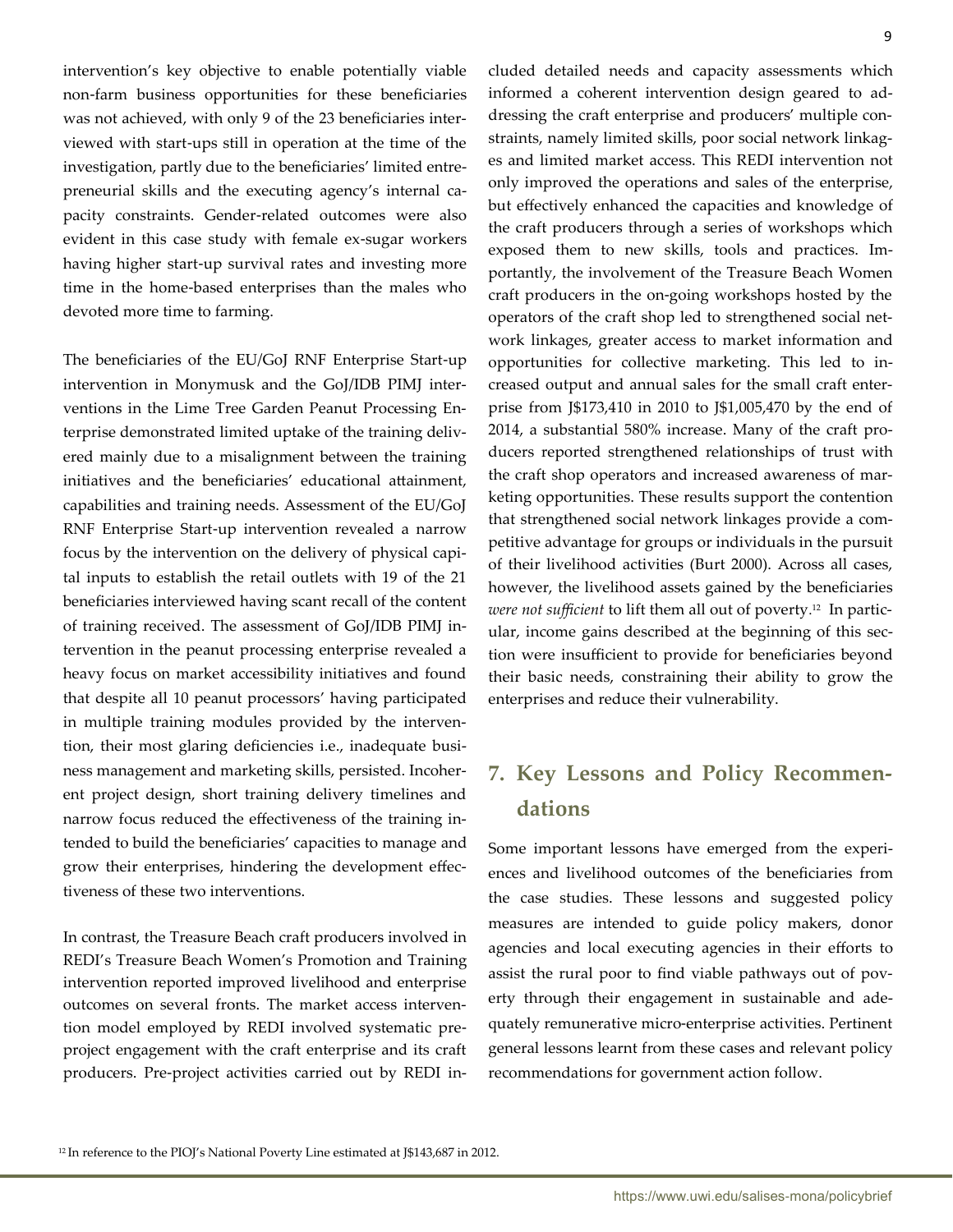intervention's key objective to enable potentially viable non-farm business opportunities for these beneficiaries was not achieved, with only 9 of the 23 beneficiaries interviewed with start-ups still in operation at the time of the investigation, partly due to the beneficiaries' limited entrepreneurial skills and the executing agency's internal capacity constraints. Gender-related outcomes were also evident in this case study with female ex-sugar workers having higher start-up survival rates and investing more time in the home-based enterprises than the males who devoted more time to farming.

The beneficiaries of the EU/GoJ RNF Enterprise Start-up intervention in Monymusk and the GoJ/IDB PIMJ interventions in the Lime Tree Garden Peanut Processing Enterprise demonstrated limited uptake of the training delivered mainly due to a misalignment between the training initiatives and the beneficiaries' educational attainment, capabilities and training needs. Assessment of the EU/GoJ RNF Enterprise Start-up intervention revealed a narrow focus by the intervention on the delivery of physical capital inputs to establish the retail outlets with 19 of the 21 beneficiaries interviewed having scant recall of the content of training received. The assessment of GoJ/IDB PIMJ intervention in the peanut processing enterprise revealed a heavy focus on market accessibility initiatives and found that despite all 10 peanut processors' having participated in multiple training modules provided by the intervention, their most glaring deficiencies i.e., inadequate business management and marketing skills, persisted. Incoherent project design, short training delivery timelines and narrow focus reduced the effectiveness of the training intended to build the beneficiaries' capacities to manage and grow their enterprises, hindering the development effectiveness of these two interventions.

In contrast, the Treasure Beach craft producers involved in REDI's Treasure Beach Women's Promotion and Training intervention reported improved livelihood and enterprise outcomes on several fronts. The market access intervention model employed by REDI involved systematic pre-project engagement with the craft enterprise and its craft producers. Pre-project activities carried out by REDI included detailed needs and capacity assessments which informed a coherent intervention design geared to addressing the craft enterprise and producers' multiple constraints, namely limited skills, poor social network linkages and limited market access. This REDI intervention not only improved the operations and sales of the enterprise, but effectively enhanced the capacities and knowledge of the craft producers through a series of workshops which exposed them to new skills, tools and practices. Importantly, the involvement of the Treasure Beach Women craft producers in the on-going workshops hosted by the operators of the craft shop led to strengthened social network linkages, greater access to market information and opportunities for collective marketing. This led to increased output and annual sales for the small craft enterprise from J$173,410 in 2010 to J$1,005,470 by the end of 2014, a substantial 580% increase. Many of the craft producers reported strengthened relationships of trust with the craft shop operators and increased awareness of marketing opportunities. These results support the contention that strengthened social network linkages provide a competitive advantage for groups or individuals in the pursuit of their livelihood activities (Burt 2000). Across all cases, however, the livelihood assets gained by the beneficiaries *were not sufficient* to lift them all out of poverty.[12] In particular, income gains described at the beginning of this section were insufficient to provide for beneficiaries beyond their basic needs, constraining their ability to grow the enterprises and reduce their vulnerability.

## 7. Key Lessons and Policy Recommendations

Some important lessons have emerged from the experiences and livelihood outcomes of the beneficiaries from the case studies. These lessons and suggested policy measures are intended to guide policy makers, donor agencies and local executing agencies in their efforts to assist the rural poor to find viable pathways out of poverty through their engagement in sustainable and adequately remunerative micro-enterprise activities. Pertinent general lessons learnt from these cases and relevant policy recommendations for government action follow.

[12] In reference to the PIOJ's National Poverty Line estimated at J$143,687 in 2012.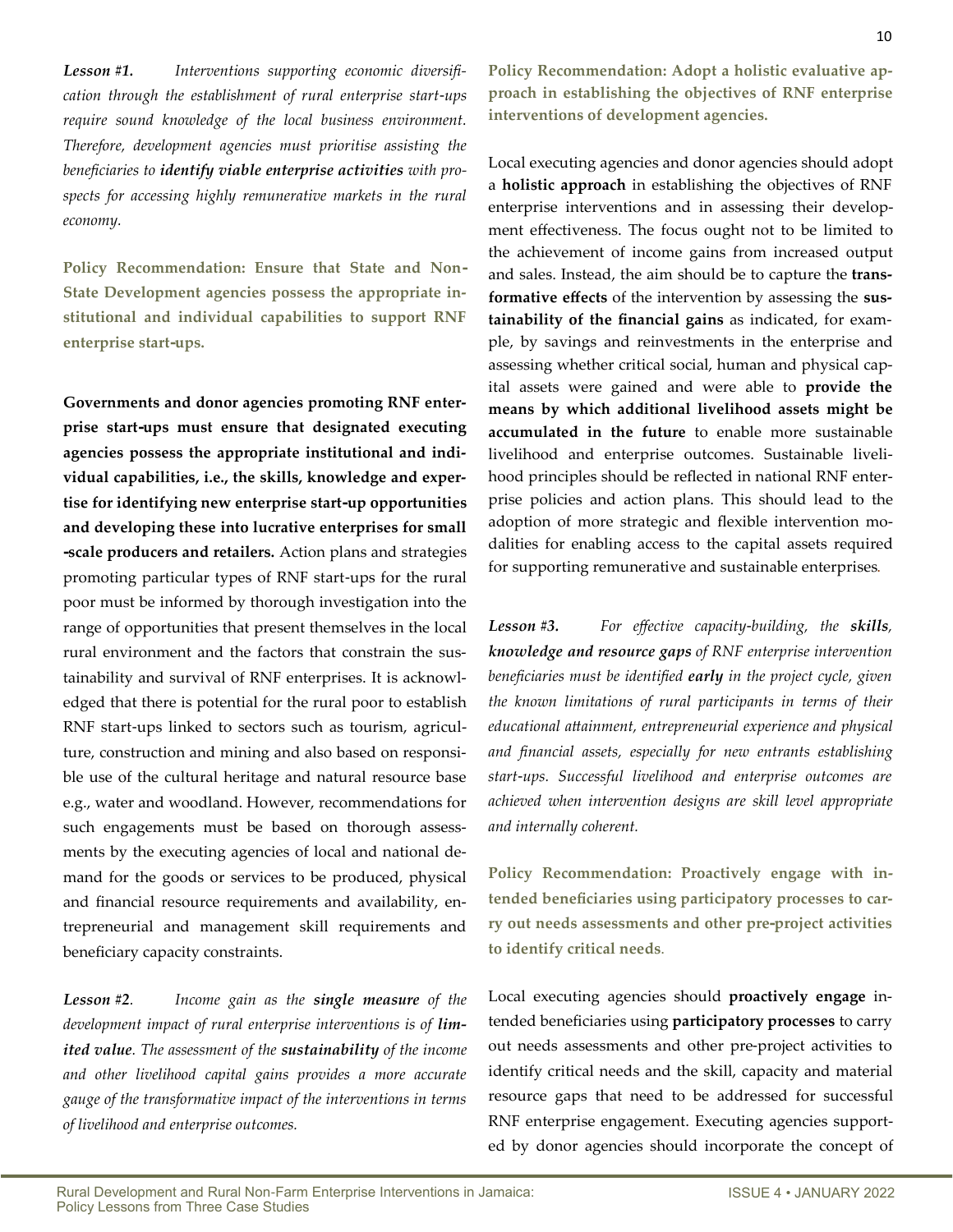***Lesson #1.*** *Interventions supporting economic diversification through the establishment of rural enterprise start-ups require sound knowledge of the local business environment. Therefore, development agencies must prioritise assisting the beneficiaries to* ***identify viable enterprise activities*** *with prospects for accessing highly remunerative markets in the rural economy.*

**Policy Recommendation: Ensure that State and Non-State Development agencies possess the appropriate institutional and individual capabilities to support RNF enterprise start-ups.**

**Governments and donor agencies promoting RNF enterprise start-ups must ensure that designated executing agencies possess the appropriate institutional and individual capabilities, i.e., the skills, knowledge and expertise for identifying new enterprise start-up opportunities and developing these into lucrative enterprises for small-scale producers and retailers.** Action plans and strategies promoting particular types of RNF start-ups for the rural poor must be informed by thorough investigation into the range of opportunities that present themselves in the local rural environment and the factors that constrain the sustainability and survival of RNF enterprises. It is acknowledged that there is potential for the rural poor to establish RNF start-ups linked to sectors such as tourism, agriculture, construction and mining and also based on responsible use of the cultural heritage and natural resource base e.g., water and woodland. However, recommendations for such engagements must be based on thorough assessments by the executing agencies of local and national demand for the goods or services to be produced, physical and financial resource requirements and availability, entrepreneurial and management skill requirements and beneficiary capacity constraints.

***Lesson #2.*** *Income gain as the* ***single measure*** *of the development impact of rural enterprise interventions is of* ***limited value****. The assessment of the* ***sustainability*** *of the income and other livelihood capital gains provides a more accurate gauge of the transformative impact of the interventions in terms of livelihood and enterprise outcomes.*

**Policy Recommendation: Adopt a holistic evaluative approach in establishing the objectives of RNF enterprise interventions of development agencies.**

Local executing agencies and donor agencies should adopt a **holistic approach** in establishing the objectives of RNF enterprise interventions and in assessing their development effectiveness. The focus ought not to be limited to the achievement of income gains from increased output and sales. Instead, the aim should be to capture the **transformative effects** of the intervention by assessing the **sustainability of the financial gains** as indicated, for example, by savings and reinvestments in the enterprise and assessing whether critical social, human and physical capital assets were gained and were able to **provide the means by which additional livelihood assets might be accumulated in the future** to enable more sustainable livelihood and enterprise outcomes. Sustainable livelihood principles should be reflected in national RNF enterprise policies and action plans. This should lead to the adoption of more strategic and flexible intervention modalities for enabling access to the capital assets required for supporting remunerative and sustainable enterprises.

***Lesson #3.*** *For effective capacity-building, the* ***skills, knowledge and resource gaps*** *of RNF enterprise intervention beneficiaries must be identified* ***early*** *in the project cycle, given the known limitations of rural participants in terms of their educational attainment, entrepreneurial experience and physical and financial assets, especially for new entrants establishing start-ups. Successful livelihood and enterprise outcomes are achieved when intervention designs are skill level appropriate and internally coherent.*

**Policy Recommendation: Proactively engage with intended beneficiaries using participatory processes to carry out needs assessments and other pre-project activities to identify critical needs.**

Local executing agencies should **proactively engage** intended beneficiaries using **participatory processes** to carry out needs assessments and other pre-project activities to identify critical needs and the skill, capacity and material resource gaps that need to be addressed for successful RNF enterprise engagement. Executing agencies supported by donor agencies should incorporate the concept of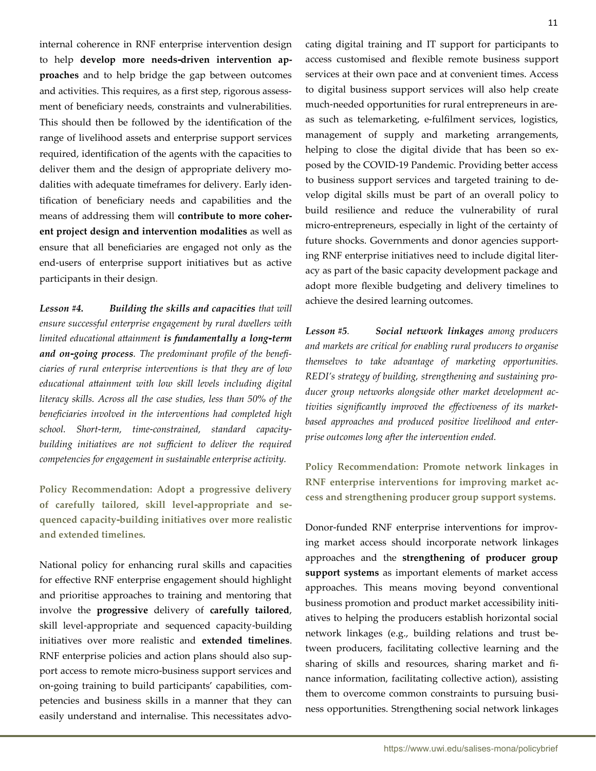internal coherence in RNF enterprise intervention design to help **develop more needs-driven intervention approaches** and to help bridge the gap between outcomes and activities. This requires, as a first step, rigorous assessment of beneficiary needs, constraints and vulnerabilities. This should then be followed by the identification of the range of livelihood assets and enterprise support services required, identification of the agents with the capacities to deliver them and the design of appropriate delivery modalities with adequate timeframes for delivery. Early identification of beneficiary needs and capabilities and the means of addressing them will **contribute to more coherent project design and intervention modalities** as well as ensure that all beneficiaries are engaged not only as the end-users of enterprise support initiatives but as active participants in their design.

***Lesson #4.*** ***Building the skills and capacities*** *that will ensure successful enterprise engagement by rural dwellers with limited educational attainment* ***is fundamentally a long-term and on-going process****. The predominant profile of the beneficiaries of rural enterprise interventions is that they are of low educational attainment with low skill levels including digital literacy skills. Across all the case studies, less than 50% of the beneficiaries involved in the interventions had completed high school. Short-term, time-constrained, standard capacity-building initiatives are not sufficient to deliver the required competencies for engagement in sustainable enterprise activity.*

**Policy Recommendation: Adopt a progressive delivery of carefully tailored, skill level-appropriate and sequenced capacity-building initiatives over more realistic and extended timelines.**

National policy for enhancing rural skills and capacities for effective RNF enterprise engagement should highlight and prioritise approaches to training and mentoring that involve the **progressive** delivery of **carefully tailored**, skill level-appropriate and sequenced capacity-building initiatives over more realistic and **extended timelines**. RNF enterprise policies and action plans should also support access to remote micro-business support services and on-going training to build participants' capabilities, competencies and business skills in a manner that they can easily understand and internalise. This necessitates advocating digital training and IT support for participants to access customised and flexible remote business support services at their own pace and at convenient times. Access to digital business support services will also help create much-needed opportunities for rural entrepreneurs in areas such as telemarketing, e-fulfilment services, logistics, management of supply and marketing arrangements, helping to close the digital divide that has been so exposed by the COVID-19 Pandemic. Providing better access to business support services and targeted training to develop digital skills must be part of an overall policy to build resilience and reduce the vulnerability of rural micro-entrepreneurs, especially in light of the certainty of future shocks. Governments and donor agencies supporting RNF enterprise initiatives need to include digital literacy as part of the basic capacity development package and adopt more flexible budgeting and delivery timelines to achieve the desired learning outcomes.

***Lesson #5****.* ***Social network linkages*** *among producers and markets are critical for enabling rural producers to organise themselves to take advantage of marketing opportunities. REDI's strategy of building, strengthening and sustaining producer group networks alongside other market development activities significantly improved the effectiveness of its market-based approaches and produced positive livelihood and enterprise outcomes long after the intervention ended.*

**Policy Recommendation: Promote network linkages in RNF enterprise interventions for improving market access and strengthening producer group support systems.**

Donor-funded RNF enterprise interventions for improving market access should incorporate network linkages approaches and the **strengthening of producer group support systems** as important elements of market access approaches. This means moving beyond conventional business promotion and product market accessibility initiatives to helping the producers establish horizontal social network linkages (e.g., building relations and trust between producers, facilitating collective learning and the sharing of skills and resources, sharing market and finance information, facilitating collective action), assisting them to overcome common constraints to pursuing business opportunities. Strengthening social network linkages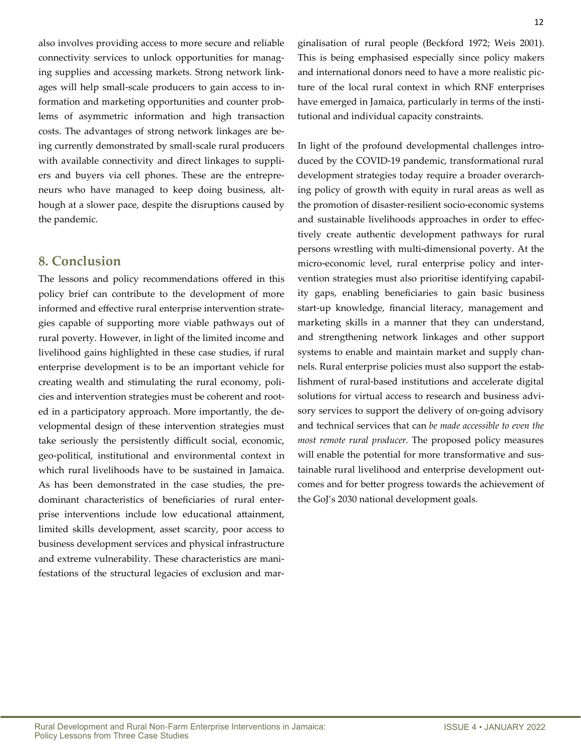also involves providing access to more secure and reliable connectivity services to unlock opportunities for managing supplies and accessing markets. Strong network linkages will help small-scale producers to gain access to information and marketing opportunities and counter problems of asymmetric information and high transaction costs. The advantages of strong network linkages are being currently demonstrated by small-scale rural producers with available connectivity and direct linkages to suppliers and buyers via cell phones. These are the entrepreneurs who have managed to keep doing business, although at a slower pace, despite the disruptions caused by the pandemic.

## 8. Conclusion

The lessons and policy recommendations offered in this policy brief can contribute to the development of more informed and effective rural enterprise intervention strategies capable of supporting more viable pathways out of rural poverty. However, in light of the limited income and livelihood gains highlighted in these case studies, if rural enterprise development is to be an important vehicle for creating wealth and stimulating the rural economy, policies and intervention strategies must be coherent and rooted in a participatory approach. More importantly, the developmental design of these intervention strategies must take seriously the persistently difficult social, economic, geo-political, institutional and environmental context in which rural livelihoods have to be sustained in Jamaica. As has been demonstrated in the case studies, the predominant characteristics of beneficiaries of rural enterprise interventions include low educational attainment, limited skills development, asset scarcity, poor access to business development services and physical infrastructure and extreme vulnerability. These characteristics are manifestations of the structural legacies of exclusion and marginalisation of rural people (Beckford 1972; Weis 2001). This is being emphasised especially since policy makers and international donors need to have a more realistic picture of the local rural context in which RNF enterprises have emerged in Jamaica, particularly in terms of the institutional and individual capacity constraints.

In light of the profound developmental challenges introduced by the COVID-19 pandemic, transformational rural development strategies today require a broader overarching policy of growth with equity in rural areas as well as the promotion of disaster-resilient socio-economic systems and sustainable livelihoods approaches in order to effectively create authentic development pathways for rural persons wrestling with multi-dimensional poverty. At the micro-economic level, rural enterprise policy and intervention strategies must also prioritise identifying capability gaps, enabling beneficiaries to gain basic business start-up knowledge, financial literacy, management and marketing skills in a manner that they can understand, and strengthening network linkages and other support systems to enable and maintain market and supply channels. Rural enterprise policies must also support the establishment of rural-based institutions and accelerate digital solutions for virtual access to research and business advisory services to support the delivery of on-going advisory and technical services that can *be made accessible to even the most remote rural producer.* The proposed policy measures will enable the potential for more transformative and sustainable rural livelihood and enterprise development outcomes and for better progress towards the achievement of the GoJ's 2030 national development goals.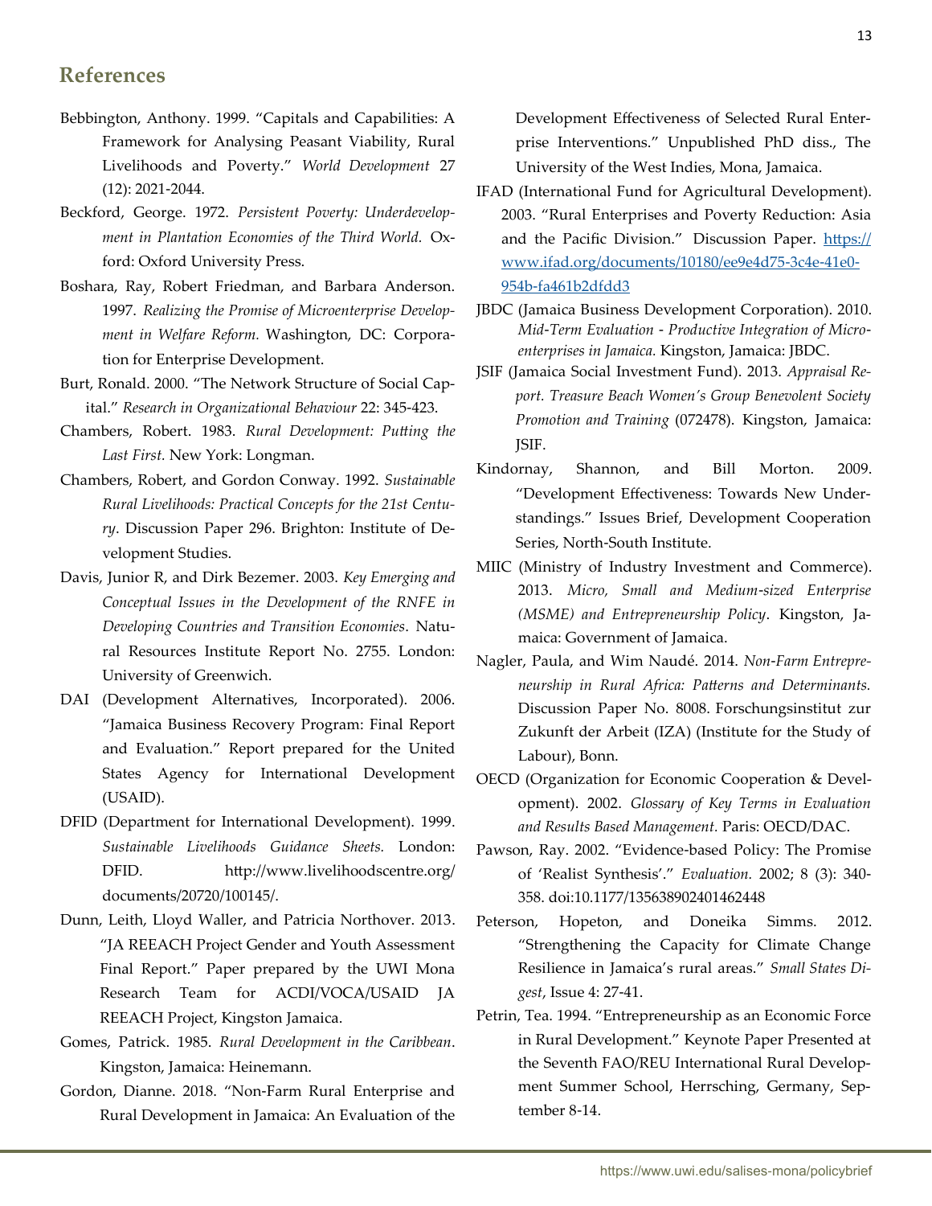## References

Bebbington, Anthony. 1999. "Capitals and Capabilities: A Framework for Analysing Peasant Viability, Rural Livelihoods and Poverty." *World Development* 27 (12): 2021-2044.

Beckford, George. 1972. *Persistent Poverty: Underdevelopment in Plantation Economies of the Third World.* Oxford: Oxford University Press.

Boshara, Ray, Robert Friedman, and Barbara Anderson. 1997. *Realizing the Promise of Microenterprise Development in Welfare Reform.* Washington, DC: Corporation for Enterprise Development.

Burt, Ronald. 2000. "The Network Structure of Social Capital." *Research in Organizational Behaviour* 22: 345-423.

Chambers, Robert. 1983. *Rural Development: Putting the Last First.* New York: Longman.

Chambers, Robert, and Gordon Conway. 1992. *Sustainable Rural Livelihoods: Practical Concepts for the 21st Century*. Discussion Paper 296. Brighton: Institute of Development Studies.

Davis, Junior R, and Dirk Bezemer. 2003. *Key Emerging and Conceptual Issues in the Development of the RNFE in Developing Countries and Transition Economies*. Natural Resources Institute Report No. 2755. London: University of Greenwich.

DAI (Development Alternatives, Incorporated). 2006. "Jamaica Business Recovery Program: Final Report and Evaluation." Report prepared for the United States Agency for International Development (USAID).

DFID (Department for International Development). 1999. *Sustainable Livelihoods Guidance Sheets.* London: DFID. http://www.livelihoodscentre.org/documents/20720/100145/.

Dunn, Leith, Lloyd Waller, and Patricia Northover. 2013. "JA REEACH Project Gender and Youth Assessment Final Report." Paper prepared by the UWI Mona Research Team for ACDI/VOCA/USAID JA REEACH Project, Kingston Jamaica.

Gomes, Patrick. 1985. *Rural Development in the Caribbean*. Kingston, Jamaica: Heinemann.

Gordon, Dianne. 2018. "Non-Farm Rural Enterprise and Rural Development in Jamaica: An Evaluation of the Development Effectiveness of Selected Rural Enterprise Interventions." Unpublished PhD diss., The University of the West Indies, Mona, Jamaica.

IFAD (International Fund for Agricultural Development). 2003. "Rural Enterprises and Poverty Reduction: Asia and the Pacific Division." Discussion Paper. https://www.ifad.org/documents/10180/ee9e4d75-3c4e-41e0-954b-fa461b2dfdd3

JBDC (Jamaica Business Development Corporation). 2010. *Mid-Term Evaluation - Productive Integration of Micro-enterprises in Jamaica.* Kingston, Jamaica: JBDC.

JSIF (Jamaica Social Investment Fund). 2013. *Appraisal Report. Treasure Beach Women's Group Benevolent Society Promotion and Training* (072478). Kingston, Jamaica: JSIF.

Kindornay, Shannon, and Bill Morton. 2009. "Development Effectiveness: Towards New Understandings." Issues Brief, Development Cooperation Series, North-South Institute.

MIIC (Ministry of Industry Investment and Commerce). 2013. *Micro, Small and Medium-sized Enterprise (MSME) and Entrepreneurship Policy*. Kingston, Jamaica: Government of Jamaica.

Nagler, Paula, and Wim Naudé. 2014. *Non-Farm Entrepreneurship in Rural Africa: Patterns and Determinants.* Discussion Paper No. 8008. Forschungsinstitut zur Zukunft der Arbeit (IZA) (Institute for the Study of Labour), Bonn.

OECD (Organization for Economic Cooperation & Development). 2002. *Glossary of Key Terms in Evaluation and Results Based Management.* Paris: OECD/DAC.

Pawson, Ray. 2002. "Evidence-based Policy: The Promise of 'Realist Synthesis'." *Evaluation.* 2002; 8 (3): 340-358. doi:10.1177/135638902401462448

Peterson, Hopeton, and Doneika Simms. 2012. "Strengthening the Capacity for Climate Change Resilience in Jamaica's rural areas." *Small States Digest*, Issue 4: 27-41.

Petrin, Tea. 1994. "Entrepreneurship as an Economic Force in Rural Development." Keynote Paper Presented at the Seventh FAO/REU International Rural Development Summer School, Herrsching, Germany, September 8-14.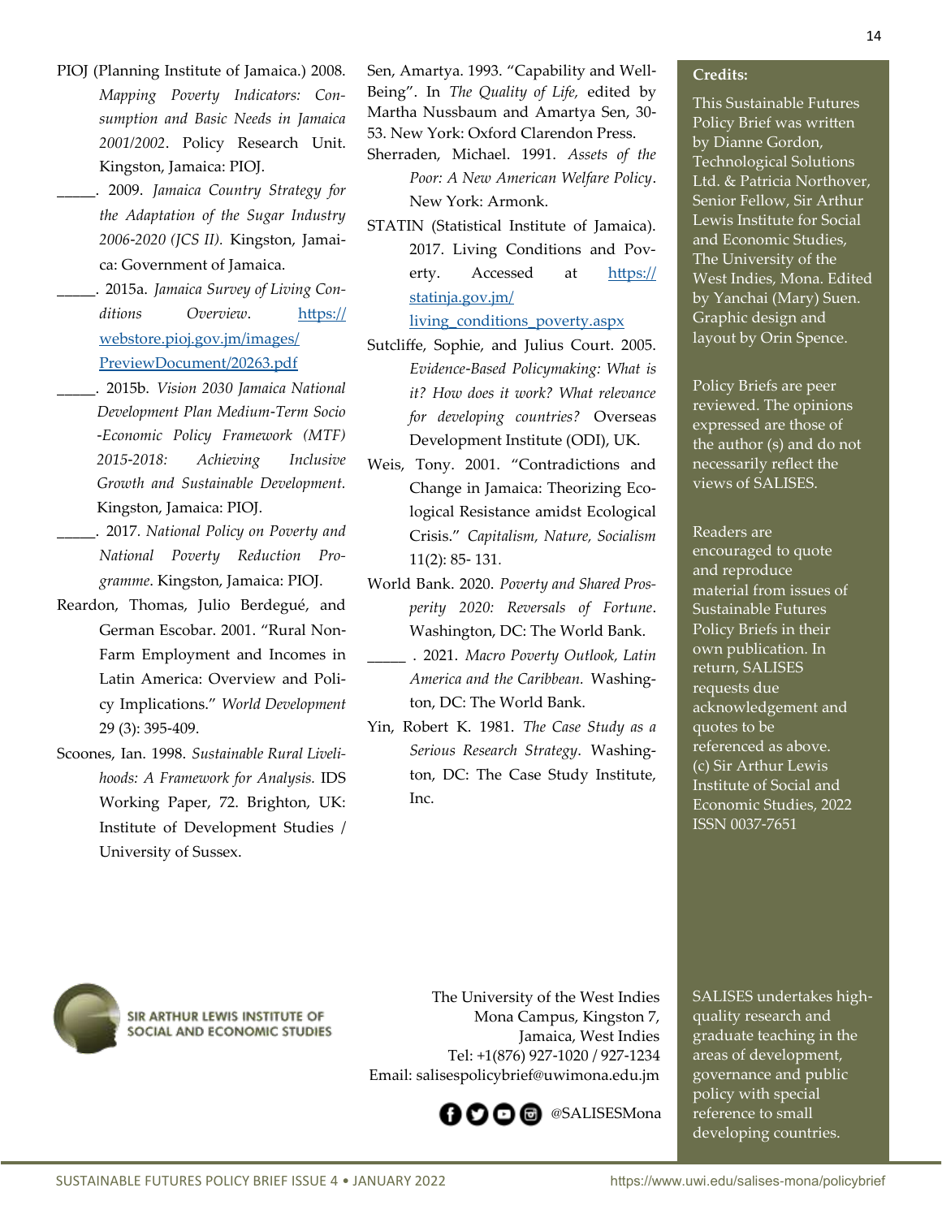PIOJ (Planning Institute of Jamaica.) 2008. *Mapping Poverty Indicators: Consumption and Basic Needs in Jamaica 2001/2002*. Policy Research Unit. Kingston, Jamaica: PIOJ.

_____. 2009. *Jamaica Country Strategy for the Adaptation of the Sugar Industry 2006-2020 (JCS II).* Kingston, Jamaica: Government of Jamaica.

_____. 2015a. *Jamaica Survey of Living Conditions Overview*. https://webstore.pioj.gov.jm/images/PreviewDocument/20263.pdf

_____. 2015b. *Vision 2030 Jamaica National Development Plan Medium-Term Socio-Economic Policy Framework (MTF) 2015-2018: Achieving Inclusive Growth and Sustainable Development.* Kingston, Jamaica: PIOJ.

_____. 2017. *National Policy on Poverty and National Poverty Reduction Programme*. Kingston, Jamaica: PIOJ.

Reardon, Thomas, Julio Berdegué, and German Escobar. 2001. "Rural Non-Farm Employment and Incomes in Latin America: Overview and Policy Implications." *World Development* 29 (3): 395-409.

Scoones, Ian. 1998. *Sustainable Rural Livelihoods: A Framework for Analysis.* IDS Working Paper, 72. Brighton, UK: Institute of Development Studies / University of Sussex.

Sen, Amartya. 1993. "Capability and Well-Being". In *The Quality of Life,* edited by Martha Nussbaum and Amartya Sen, 30-53. New York: Oxford Clarendon Press.

Sherraden, Michael. 1991. *Assets of the Poor: A New American Welfare Policy*. New York: Armonk.

STATIN (Statistical Institute of Jamaica). 2017. Living Conditions and Poverty. Accessed at https://statinja.gov.jm/living_conditions_poverty.aspx

Sutcliffe, Sophie, and Julius Court. 2005. *Evidence-Based Policymaking: What is it? How does it work? What relevance for developing countries?* Overseas Development Institute (ODI), UK.

Weis, Tony. 2001. "Contradictions and Change in Jamaica: Theorizing Ecological Resistance amidst Ecological Crisis." *Capitalism, Nature, Socialism* 11(2): 85- 131.

World Bank. 2020. *Poverty and Shared Prosperity 2020: Reversals of Fortune*. Washington, DC: The World Bank.

_____ . 2021. *Macro Poverty Outlook, Latin America and the Caribbean.* Washington, DC: The World Bank.

Yin, Robert K. 1981. *The Case Study as a Serious Research Strategy*. Washington, DC: The Case Study Institute, Inc.

**Credits:**

This Sustainable Futures Policy Brief was written by Dianne Gordon, Technological Solutions Ltd. & Patricia Northover, Senior Fellow, Sir Arthur Lewis Institute for Social and Economic Studies, The University of the West Indies, Mona. Edited by Yanchai (Mary) Suen. Graphic design and layout by Orin Spence.

Policy Briefs are peer reviewed. The opinions expressed are those of the author (s) and do not necessarily reflect the views of SALISES.

Readers are encouraged to quote and reproduce material from issues of Sustainable Futures Policy Briefs in their own publication. In return, SALISES requests due acknowledgement and quotes to be referenced as above. (c) Sir Arthur Lewis Institute of Social and Economic Studies, 2022 ISSN 0037-7651

SIR ARTHUR LEWIS INSTITUTE OF SOCIAL AND ECONOMIC STUDIES

The University of the West Indies
Mona Campus, Kingston 7,
Jamaica, West Indies
Tel: +1(876) 927-1020 / 927-1234
Email: salisespolicybrief@uwimona.edu.jm

@SALISESMona

SALISES undertakes high-quality research and graduate teaching in the areas of development, governance and public policy with special reference to small developing countries.